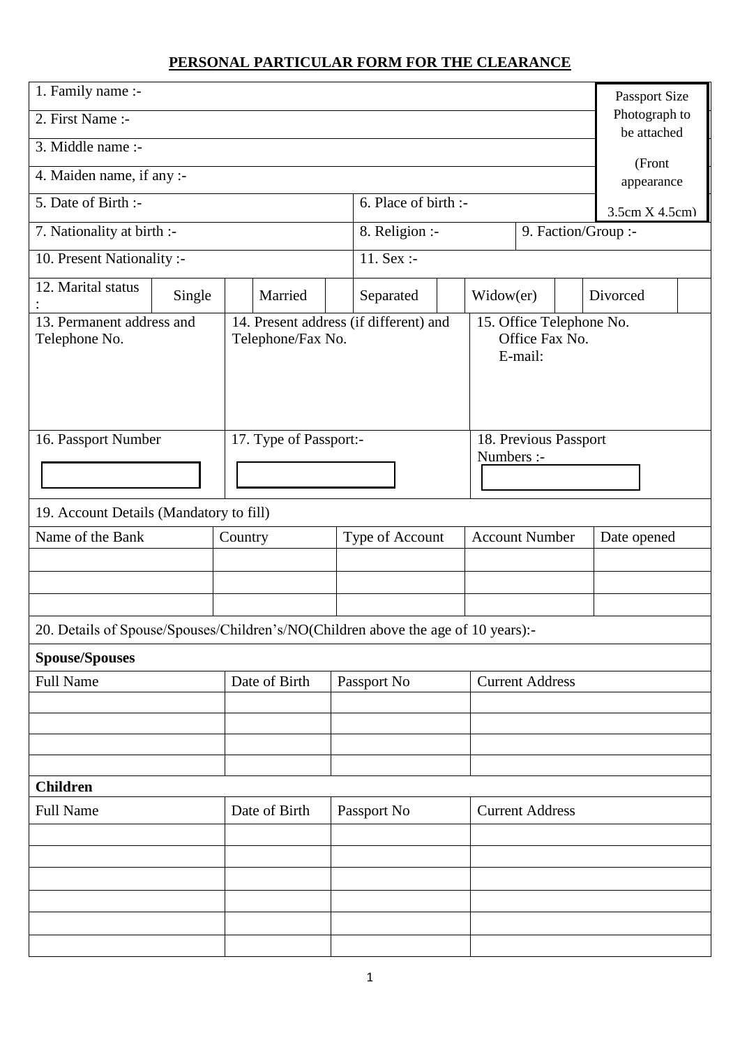# PERSONAL PARTICULAR FORM FOR THE CLEARANCE

| | | | |
|---|---|---|---|
| 1. Family name :- | | | Passport Size Photograph to be attached (Front appearance 3.5cm X 4.5cm) |
| 2. First Name :- | | | |
| 3. Middle name :- | | | |
| 4. Maiden name, if any :- | | | |
| 5. Date of Birth :- | 6. Place of birth :- | | |
| 7. Nationality at birth :- | 8. Religion :- | 9. Faction/Group :- | |
| 10. Present Nationality :- | 11. Sex :- | | |

| 12. Marital status : | Single | | Married | | Separated | | Widow(er) | | Divorced | |
|---|---|---|---|---|---|---|---|---|---|---|

| 13. Permanent address and Telephone No. | 14. Present address (if different) and Telephone/Fax No. | 15. Office Telephone No. Office Fax No. E-mail: |
|---|---|---|
| | | |

| 16. Passport Number | 17. Type of Passport:- | 18. Previous Passport Numbers :- |
|---|---|---|
| | | |

19. Account Details (Mandatory to fill)

| Name of the Bank | Country | Type of Account | Account Number | Date opened |
|---|---|---|---|---|
| | | | | |
| | | | | |
| | | | | |

20. Details of Spouse/Spouses/Children's/NO(Children above the age of 10 years):-

**Spouse/Spouses**

| Full Name | Date of Birth | Passport No | Current Address |
|---|---|---|---|
| | | | |
| | | | |
| | | | |
| | | | |

**Children**

| Full Name | Date of Birth | Passport No | Current Address |
|---|---|---|---|
| | | | |
| | | | |
| | | | |
| | | | |
| | | | |
| | | | |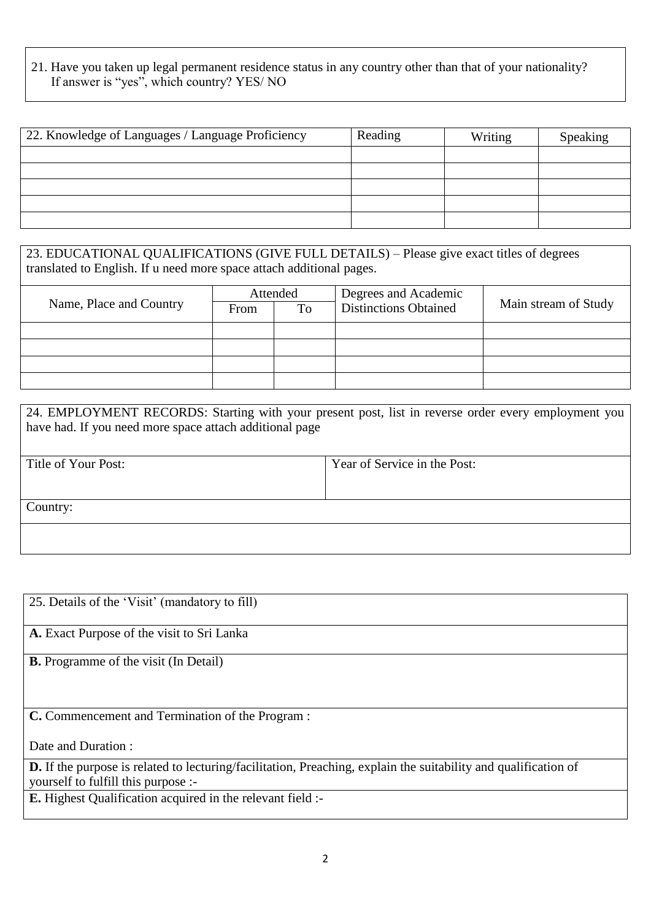21. Have you taken up legal permanent residence status in any country other than that of your nationality? If answer is "yes", which country? YES/ NO

| 22. Knowledge of Languages / Language Proficiency | Reading | Writing | Speaking |
|---|---|---|---|
| | | | |
| | | | |
| | | | |
| | | | |
| | | | |

23. EDUCATIONAL QUALIFICATIONS (GIVE FULL DETAILS) – Please give exact titles of degrees translated to English. If u need more space attach additional pages.

| Name, Place and Country | Attended | | Degrees and Academic Distinctions Obtained | Main stream of Study |
|---|---|---|---|---|
| | From | To | | |
| | | | | |
| | | | | |
| | | | | |
| | | | | |

24. EMPLOYMENT RECORDS: Starting with your present post, list in reverse order every employment you have had. If you need more space attach additional page

| Title of Your Post: | Year of Service in the Post: |
|---|---|
| Country: | |
| | |

25. Details of the 'Visit' (mandatory to fill)

**A.** Exact Purpose of the visit to Sri Lanka

**B.** Programme of the visit (In Detail)

**C.** Commencement and Termination of the Program :

Date and Duration :

**D.** If the purpose is related to lecturing/facilitation, Preaching, explain the suitability and qualification of yourself to fulfill this purpose :-

**E.** Highest Qualification acquired in the relevant field :-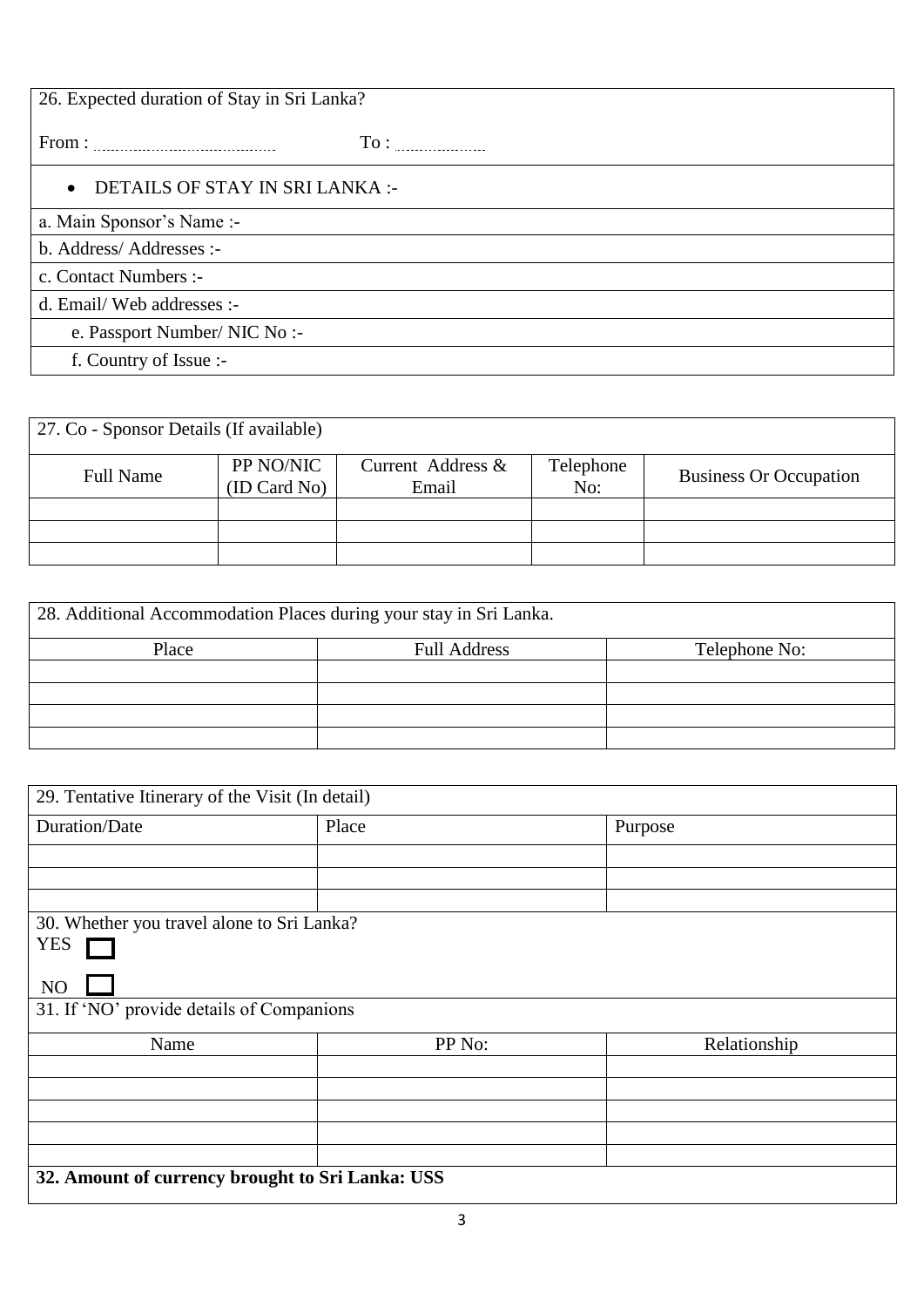26. Expected duration of Stay in Sri Lanka?

From : .................................... To : ....................

- DETAILS OF STAY IN SRI LANKA :-

a. Main Sponsor's Name :-

b. Address/ Addresses :-

c. Contact Numbers :-

d. Email/ Web addresses :-

e. Passport Number/ NIC No :-

f. Country of Issue :-

27. Co - Sponsor Details (If available)

| Full Name | PP NO/NIC (ID Card No) | Current Address & Email | Telephone No: | Business Or Occupation |
|---|---|---|---|---|
| | | | | |
| | | | | |
| | | | | |

28. Additional Accommodation Places during your stay in Sri Lanka.

| Place | Full Address | Telephone No: |
|---|---|---|
| | | |
| | | |
| | | |
| | | |

29. Tentative Itinerary of the Visit (In detail)

| Duration/Date | Place | Purpose |
|---|---|---|
| | | |
| | | |
| | | |

30. Whether you travel alone to Sri Lanka?

YES ☐

NO ☐

31. If 'NO' provide details of Companions

| Name | PP No: | Relationship |
|---|---|---|
| | | |
| | | |
| | | |
| | | |
| | | |

**32. Amount of currency brought to Sri Lanka: USS**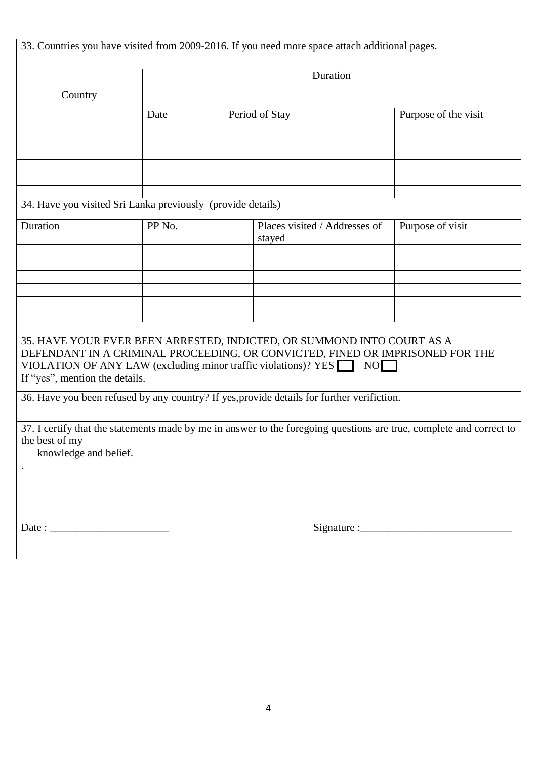33. Countries you have visited from 2009-2016. If you need more space attach additional pages.

| Country | Duration | | |
|---|---|---|---|
| | Date | Period of Stay | Purpose of the visit |
| | | | |
| | | | |
| | | | |
| | | | |
| | | | |
| | | | |

34. Have you visited Sri Lanka previously (provide details)

| Duration | PP No. | Places visited / Addresses of stayed | Purpose of visit |
|---|---|---|---|
| | | | |
| | | | |
| | | | |
| | | | |
| | | | |
| | | | |

35. HAVE YOUR EVER BEEN ARRESTED, INDICTED, OR SUMMOND INTO COURT AS A DEFENDANT IN A CRIMINAL PROCEEDING, OR CONVICTED, FINED OR IMPRISONED FOR THE VIOLATION OF ANY LAW (excluding minor traffic violations)? YES ☐ NO ☐

If "yes", mention the details.

36. Have you been refused by any country? If yes,provide details for further verifiction.

37. I certify that the statements made by me in answer to the foregoing questions are true, complete and correct to the best of my knowledge and belief.

.

Date : ______________________ Signature :____________________________